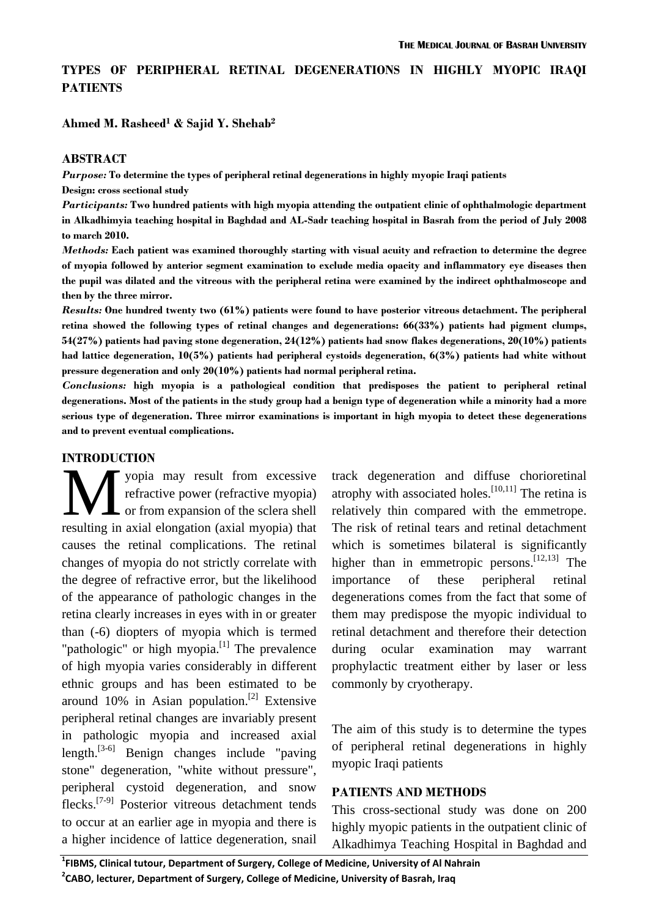# TYPES OF PERIPHERAL RETINAL DEGENERATIONS IN HIGHLY MYOPIC IRAQI PATIENTS

**Ahmed M. Rasheed[1] & Sajid Y. Shehab[2]**

## ABSTRACT

***Purpose:*** **To determine the types of peripheral retinal degenerations in highly myopic Iraqi patients**

**Design: cross sectional study**

***Participants:*** **Two hundred patients with high myopia attending the outpatient clinic of ophthalmologic department in Alkadhimyia teaching hospital in Baghdad and AL-Sadr teaching hospital in Basrah from the period of July 2008 to march 2010.**

***Methods:*** **Each patient was examined thoroughly starting with visual acuity and refraction to determine the degree of myopia followed by anterior segment examination to exclude media opacity and inflammatory eye diseases then the pupil was dilated and the vitreous with the peripheral retina were examined by the indirect ophthalmoscope and then by the three mirror.**

***Results:*** **One hundred twenty two (61%) patients were found to have posterior vitreous detachment. The peripheral retina showed the following types of retinal changes and degenerations: 66(33%) patients had pigment clumps, 54(27%) patients had paving stone degeneration, 24(12%) patients had snow flakes degenerations, 20(10%) patients had lattice degeneration, 10(5%) patients had peripheral cystoids degeneration, 6(3%) patients had white without pressure degeneration and only 20(10%) patients had normal peripheral retina.**

***Conclusions:*** **high myopia is a pathological condition that predisposes the patient to peripheral retinal degenerations. Most of the patients in the study group had a benign type of degeneration while a minority had a more serious type of degeneration. Three mirror examinations is important in high myopia to detect these degenerations and to prevent eventual complications.**

## INTRODUCTION

Myopia may result from excessive refractive power (refractive myopia) or from expansion of the sclera shell resulting in axial elongation (axial myopia) that causes the retinal complications. The retinal changes of myopia do not strictly correlate with the degree of refractive error, but the likelihood of the appearance of pathologic changes in the retina clearly increases in eyes with in or greater than (-6) diopters of myopia which is termed "pathologic" or high myopia.[1] The prevalence of high myopia varies considerably in different ethnic groups and has been estimated to be around 10% in Asian population.[2] Extensive peripheral retinal changes are invariably present in pathologic myopia and increased axial length.[3-6] Benign changes include "paving stone" degeneration, "white without pressure", peripheral cystoid degeneration, and snow flecks.[7-9] Posterior vitreous detachment tends to occur at an earlier age in myopia and there is a higher incidence of lattice degeneration, snail track degeneration and diffuse chorioretinal atrophy with associated holes.[10,11] The retina is relatively thin compared with the emmetrope. The risk of retinal tears and retinal detachment which is sometimes bilateral is significantly higher than in emmetropic persons.[12,13] The importance of these peripheral retinal degenerations comes from the fact that some of them may predispose the myopic individual to retinal detachment and therefore their detection during ocular examination may warrant prophylactic treatment either by laser or less commonly by cryotherapy.

The aim of this study is to determine the types of peripheral retinal degenerations in highly myopic Iraqi patients

## PATIENTS AND METHODS

This cross-sectional study was done on 200 highly myopic patients in the outpatient clinic of Alkadhimya Teaching Hospital in Baghdad and

---

[1]FIBMS, Clinical tutour, Department of Surgery, College of Medicine, University of Al Nahrain

[2]CABO, lecturer, Department of Surgery, College of Medicine, University of Basrah, Iraq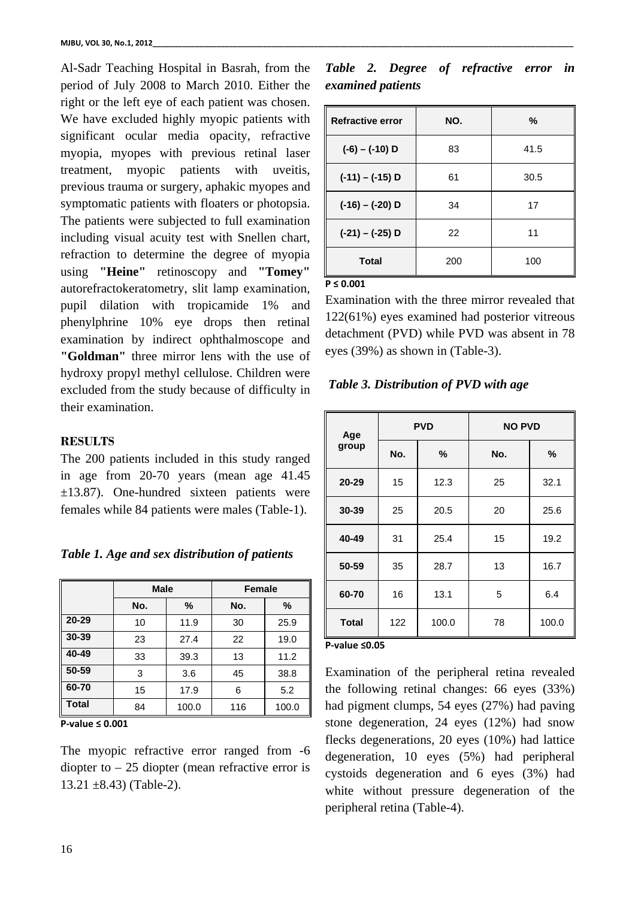Al-Sadr Teaching Hospital in Basrah, from the period of July 2008 to March 2010. Either the right or the left eye of each patient was chosen. We have excluded highly myopic patients with significant ocular media opacity, refractive myopia, myopes with previous retinal laser treatment, myopic patients with uveitis, previous trauma or surgery, aphakic myopes and symptomatic patients with floaters or photopsia. The patients were subjected to full examination including visual acuity test with Snellen chart, refraction to determine the degree of myopia using **"Heine"** retinoscopy and **"Tomey"** autorefractokeratometry, slit lamp examination, pupil dilation with tropicamide 1% and phenylphrine 10% eye drops then retinal examination by indirect ophthalmoscope and **"Goldman"** three mirror lens with the use of hydroxy propyl methyl cellulose. Children were excluded from the study because of difficulty in their examination.

## RESULTS

The 200 patients included in this study ranged in age from 20-70 years (mean age 41.45 ±13.87). One-hundred sixteen patients were females while 84 patients were males (Table-1).

*Table 1. Age and sex distribution of patients*

| | Male | | Female | |
|---|---|---|---|---|
| | No. | % | No. | % |
| 20-29 | 10 | 11.9 | 30 | 25.9 |
| 30-39 | 23 | 27.4 | 22 | 19.0 |
| 40-49 | 33 | 39.3 | 13 | 11.2 |
| 50-59 | 3 | 3.6 | 45 | 38.8 |
| 60-70 | 15 | 17.9 | 6 | 5.2 |
| Total | 84 | 100.0 | 116 | 100.0 |

**P-value ≤ 0.001**

The myopic refractive error ranged from -6 diopter to – 25 diopter (mean refractive error is 13.21 ±8.43) (Table-2).

*Table 2. Degree of refractive error in examined patients*

| Refractive error | NO. | % |
|---|---|---|
| (-6) – (-10) D | 83 | 41.5 |
| (-11) – (-15) D | 61 | 30.5 |
| (-16) – (-20) D | 34 | 17 |
| (-21) – (-25) D | 22 | 11 |
| Total | 200 | 100 |

**P ≤ 0.001**

Examination with the three mirror revealed that 122(61%) eyes examined had posterior vitreous detachment (PVD) while PVD was absent in 78 eyes (39%) as shown in (Table-3).

*Table 3. Distribution of PVD with age*

| Age group | PVD | | NO PVD | |
|---|---|---|---|---|
| | No. | % | No. | % |
| 20-29 | 15 | 12.3 | 25 | 32.1 |
| 30-39 | 25 | 20.5 | 20 | 25.6 |
| 40-49 | 31 | 25.4 | 15 | 19.2 |
| 50-59 | 35 | 28.7 | 13 | 16.7 |
| 60-70 | 16 | 13.1 | 5 | 6.4 |
| Total | 122 | 100.0 | 78 | 100.0 |

**P-value ≤0.05**

Examination of the peripheral retina revealed the following retinal changes: 66 eyes (33%) had pigment clumps, 54 eyes (27%) had paving stone degeneration, 24 eyes (12%) had snow flecks degenerations, 20 eyes (10%) had lattice degeneration, 10 eyes (5%) had peripheral cystoids degeneration and 6 eyes (3%) had white without pressure degeneration of the peripheral retina (Table-4).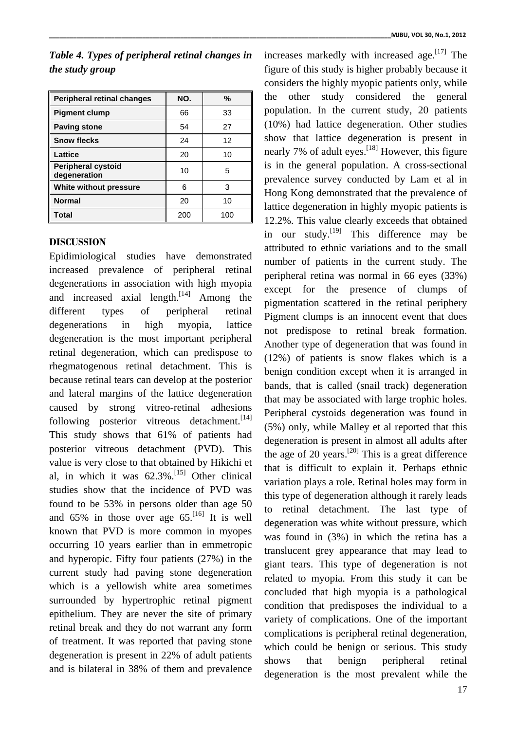*Table 4. Types of peripheral retinal changes in the study group*

| Peripheral retinal changes | NO. | % |
|---|---|---|
| Pigment clump | 66 | 33 |
| Paving stone | 54 | 27 |
| Snow flecks | 24 | 12 |
| Lattice | 20 | 10 |
| Peripheral cystoid degeneration | 10 | 5 |
| White without pressure | 6 | 3 |
| Normal | 20 | 10 |
| Total | 200 | 100 |

## DISCUSSION

Epidimiological studies have demonstrated increased prevalence of peripheral retinal degenerations in association with high myopia and increased axial length.[14] Among the different types of peripheral retinal degenerations in high myopia, lattice degeneration is the most important peripheral retinal degeneration, which can predispose to rhegmatogenous retinal detachment. This is because retinal tears can develop at the posterior and lateral margins of the lattice degeneration caused by strong vitreo-retinal adhesions following posterior vitreous detachment.[14] This study shows that 61% of patients had posterior vitreous detachment (PVD). This value is very close to that obtained by Hikichi et al, in which it was 62.3%.[15] Other clinical studies show that the incidence of PVD was found to be 53% in persons older than age 50 and 65% in those over age 65.[16] It is well known that PVD is more common in myopes occurring 10 years earlier than in emmetropic and hyperopic. Fifty four patients (27%) in the current study had paving stone degeneration which is a yellowish white area sometimes surrounded by hypertrophic retinal pigment epithelium. They are never the site of primary retinal break and they do not warrant any form of treatment. It was reported that paving stone degeneration is present in 22% of adult patients and is bilateral in 38% of them and prevalence increases markedly with increased age.[17] The figure of this study is higher probably because it considers the highly myopic patients only, while the other study considered the general population. In the current study, 20 patients (10%) had lattice degeneration. Other studies show that lattice degeneration is present in nearly 7% of adult eyes.[18] However, this figure is in the general population. A cross-sectional prevalence survey conducted by Lam et al in Hong Kong demonstrated that the prevalence of lattice degeneration in highly myopic patients is 12.2%. This value clearly exceeds that obtained in our study.[19] This difference may be attributed to ethnic variations and to the small number of patients in the current study. The peripheral retina was normal in 66 eyes (33%) except for the presence of clumps of pigmentation scattered in the retinal periphery Pigment clumps is an innocent event that does not predispose to retinal break formation. Another type of degeneration that was found in (12%) of patients is snow flakes which is a benign condition except when it is arranged in bands, that is called (snail track) degeneration that may be associated with large trophic holes. Peripheral cystoids degeneration was found in (5%) only, while Malley et al reported that this degeneration is present in almost all adults after the age of 20 years.[20] This is a great difference that is difficult to explain it. Perhaps ethnic variation plays a role. Retinal holes may form in this type of degeneration although it rarely leads to retinal detachment. The last type of degeneration was white without pressure, which was found in (3%) in which the retina has a translucent grey appearance that may lead to giant tears. This type of degeneration is not related to myopia. From this study it can be concluded that high myopia is a pathological condition that predisposes the individual to a variety of complications. One of the important complications is peripheral retinal degeneration, which could be benign or serious. This study shows that benign peripheral retinal degeneration is the most prevalent while the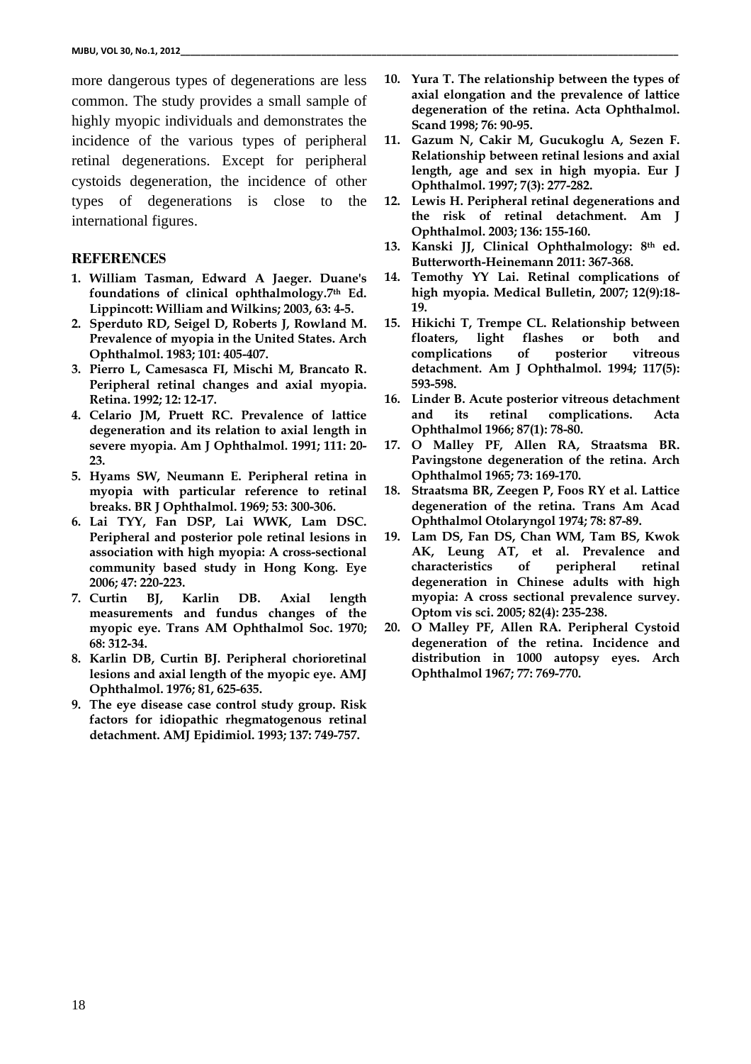more dangerous types of degenerations are less common. The study provides a small sample of highly myopic individuals and demonstrates the incidence of the various types of peripheral retinal degenerations. Except for peripheral cystoids degeneration, the incidence of other types of degenerations is close to the international figures.

## REFERENCES

1. **William Tasman, Edward A Jaeger. Duane's foundations of clinical ophthalmology.7th Ed. Lippincott: William and Wilkins; 2003, 63: 4-5.**
2. **Sperduto RD, Seigel D, Roberts J, Rowland M. Prevalence of myopia in the United States. Arch Ophthalmol. 1983; 101: 405-407.**
3. **Pierro L, Camesasca FI, Mischi M, Brancato R. Peripheral retinal changes and axial myopia. Retina. 1992; 12: 12-17.**
4. **Celario JM, Pruett RC. Prevalence of lattice degeneration and its relation to axial length in severe myopia. Am J Ophthalmol. 1991; 111: 20-23.**
5. **Hyams SW, Neumann E. Peripheral retina in myopia with particular reference to retinal breaks. BR J Ophthalmol. 1969; 53: 300-306.**
6. **Lai TYY, Fan DSP, Lai WWK, Lam DSC. Peripheral and posterior pole retinal lesions in association with high myopia: A cross-sectional community based study in Hong Kong. Eye 2006; 47: 220-223.**
7. **Curtin BJ, Karlin DB. Axial length measurements and fundus changes of the myopic eye. Trans AM Ophthalmol Soc. 1970; 68: 312-34.**
8. **Karlin DB, Curtin BJ. Peripheral chorioretinal lesions and axial length of the myopic eye. AMJ Ophthalmol. 1976; 81, 625-635.**
9. **The eye disease case control study group. Risk factors for idiopathic rhegmatogenous retinal detachment. AMJ Epidimiol. 1993; 137: 749-757.**
10. **Yura T. The relationship between the types of axial elongation and the prevalence of lattice degeneration of the retina. Acta Ophthalmol. Scand 1998; 76: 90-95.**
11. **Gazum N, Cakir M, Gucukoglu A, Sezen F. Relationship between retinal lesions and axial length, age and sex in high myopia. Eur J Ophthalmol. 1997; 7(3): 277-282.**
12. **Lewis H. Peripheral retinal degenerations and the risk of retinal detachment. Am J Ophthalmol. 2003; 136: 155-160.**
13. **Kanski JJ, Clinical Ophthalmology: 8th ed. Butterworth-Heinemann 2011: 367-368.**
14. **Temothy YY Lai. Retinal complications of high myopia. Medical Bulletin, 2007; 12(9):18-19.**
15. **Hikichi T, Trempe CL. Relationship between floaters, light flashes or both and complications of posterior vitreous detachment. Am J Ophthalmol. 1994; 117(5): 593-598.**
16. **Linder B. Acute posterior vitreous detachment and its retinal complications. Acta Ophthalmol 1966; 87(1): 78-80.**
17. **O Malley PF, Allen RA, Straatsma BR. Pavingstone degeneration of the retina. Arch Ophthalmol 1965; 73: 169-170.**
18. **Straatsma BR, Zeegen P, Foos RY et al. Lattice degeneration of the retina. Trans Am Acad Ophthalmol Otolaryngol 1974; 78: 87-89.**
19. **Lam DS, Fan DS, Chan WM, Tam BS, Kwok AK, Leung AT, et al. Prevalence and characteristics of peripheral retinal degeneration in Chinese adults with high myopia: A cross sectional prevalence survey. Optom vis sci. 2005; 82(4): 235-238.**
20. **O Malley PF, Allen RA. Peripheral Cystoid degeneration of the retina. Incidence and distribution in 1000 autopsy eyes. Arch Ophthalmol 1967; 77: 769-770.**